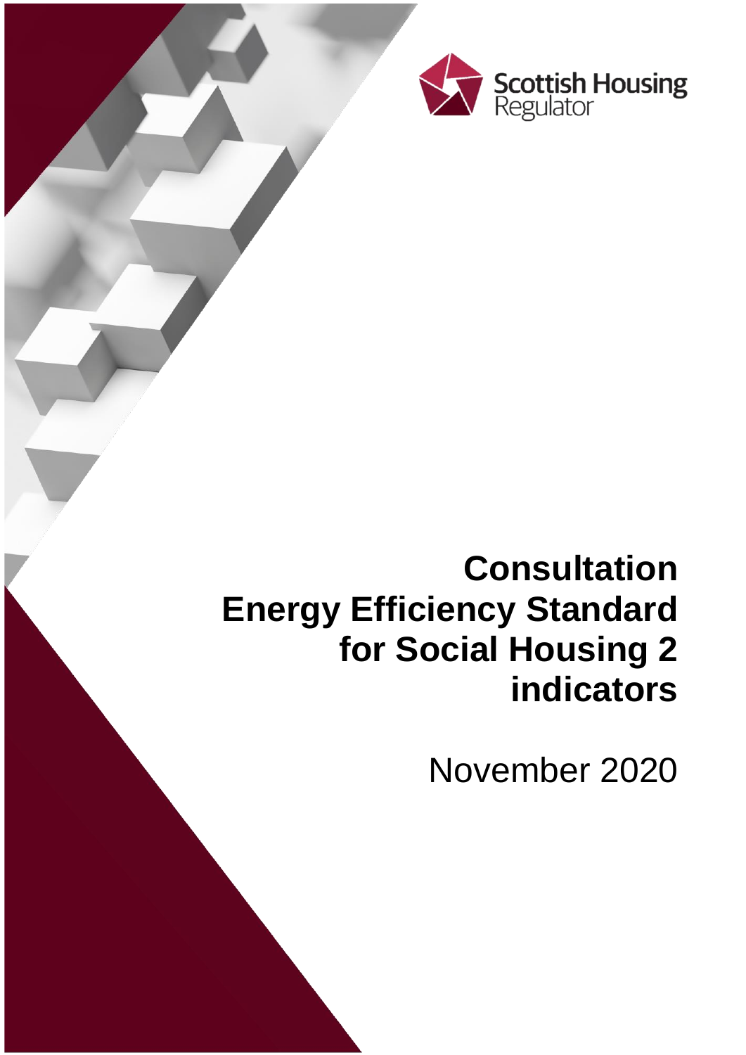Scottish Housing Regulator

# Consultation Energy Efficiency Standard for Social Housing 2 indicators

November 2020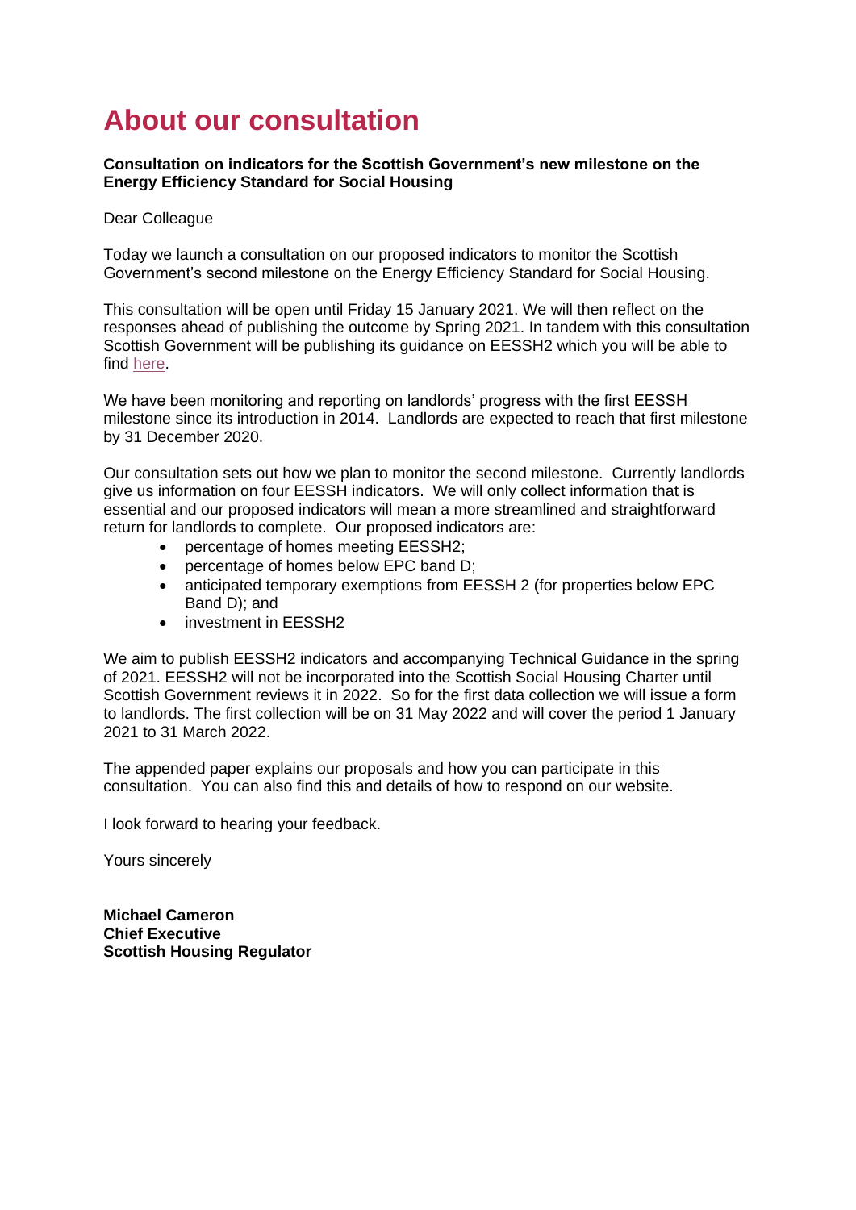# About our consultation

**Consultation on indicators for the Scottish Government's new milestone on the Energy Efficiency Standard for Social Housing**

Dear Colleague

Today we launch a consultation on our proposed indicators to monitor the Scottish Government's second milestone on the Energy Efficiency Standard for Social Housing.

This consultation will be open until Friday 15 January 2021. We will then reflect on the responses ahead of publishing the outcome by Spring 2021. In tandem with this consultation Scottish Government will be publishing its guidance on EESSH2 which you will be able to find here.

We have been monitoring and reporting on landlords' progress with the first EESSH milestone since its introduction in 2014. Landlords are expected to reach that first milestone by 31 December 2020.

Our consultation sets out how we plan to monitor the second milestone. Currently landlords give us information on four EESSH indicators. We will only collect information that is essential and our proposed indicators will mean a more streamlined and straightforward return for landlords to complete. Our proposed indicators are:

- percentage of homes meeting EESSH2;
- percentage of homes below EPC band D;
- anticipated temporary exemptions from EESSH 2 (for properties below EPC Band D); and
- investment in EESSH2

We aim to publish EESSH2 indicators and accompanying Technical Guidance in the spring of 2021. EESSH2 will not be incorporated into the Scottish Social Housing Charter until Scottish Government reviews it in 2022. So for the first data collection we will issue a form to landlords. The first collection will be on 31 May 2022 and will cover the period 1 January 2021 to 31 March 2022.

The appended paper explains our proposals and how you can participate in this consultation. You can also find this and details of how to respond on our website.

I look forward to hearing your feedback.

Yours sincerely

**Michael Cameron**
**Chief Executive**
**Scottish Housing Regulator**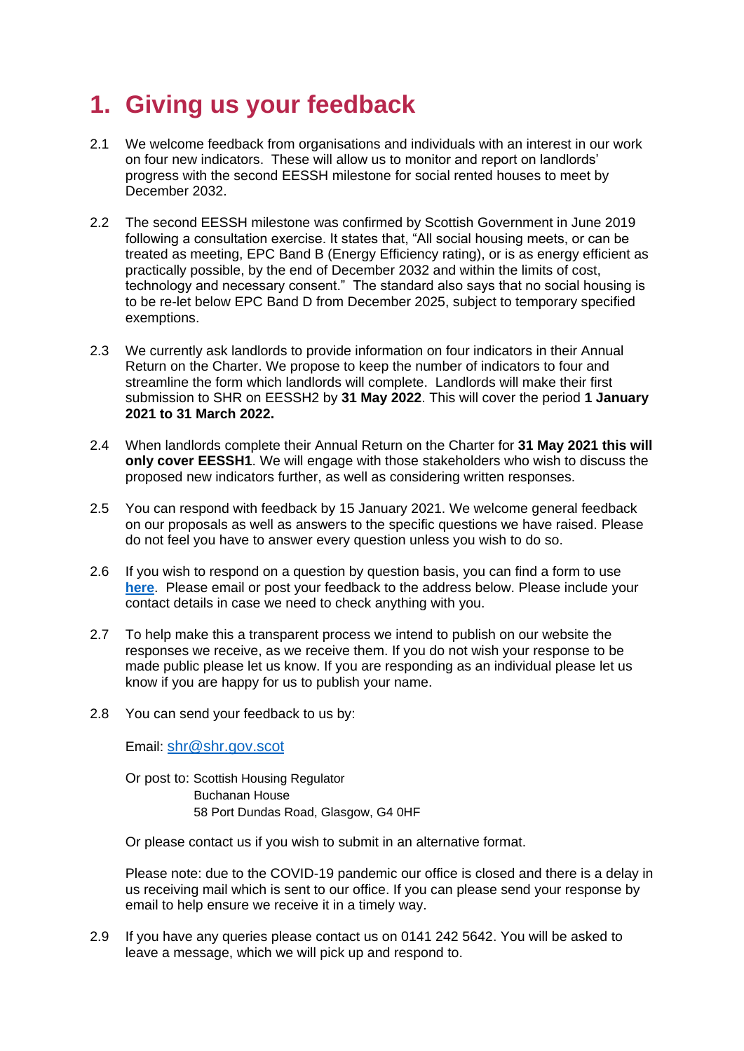# 1. Giving us your feedback

2.1 We welcome feedback from organisations and individuals with an interest in our work on four new indicators. These will allow us to monitor and report on landlords' progress with the second EESSH milestone for social rented houses to meet by December 2032.

2.2 The second EESSH milestone was confirmed by Scottish Government in June 2019 following a consultation exercise. It states that, "All social housing meets, or can be treated as meeting, EPC Band B (Energy Efficiency rating), or is as energy efficient as practically possible, by the end of December 2032 and within the limits of cost, technology and necessary consent." The standard also says that no social housing is to be re-let below EPC Band D from December 2025, subject to temporary specified exemptions.

2.3 We currently ask landlords to provide information on four indicators in their Annual Return on the Charter. We propose to keep the number of indicators to four and streamline the form which landlords will complete. Landlords will make their first submission to SHR on EESSH2 by **31 May 2022**. This will cover the period **1 January 2021 to 31 March 2022.**

2.4 When landlords complete their Annual Return on the Charter for **31 May 2021 this will only cover EESSH1**. We will engage with those stakeholders who wish to discuss the proposed new indicators further, as well as considering written responses.

2.5 You can respond with feedback by 15 January 2021. We welcome general feedback on our proposals as well as answers to the specific questions we have raised. Please do not feel you have to answer every question unless you wish to do so.

2.6 If you wish to respond on a question by question basis, you can find a form to use **here**. Please email or post your feedback to the address below. Please include your contact details in case we need to check anything with you.

2.7 To help make this a transparent process we intend to publish on our website the responses we receive, as we receive them. If you do not wish your response to be made public please let us know. If you are responding as an individual please let us know if you are happy for us to publish your name.

2.8 You can send your feedback to us by:

Email: shr@shr.gov.scot

Or post to: Scottish Housing Regulator
Buchanan House
58 Port Dundas Road, Glasgow, G4 0HF

Or please contact us if you wish to submit in an alternative format.

Please note: due to the COVID-19 pandemic our office is closed and there is a delay in us receiving mail which is sent to our office. If you can please send your response by email to help ensure we receive it in a timely way.

2.9 If you have any queries please contact us on 0141 242 5642. You will be asked to leave a message, which we will pick up and respond to.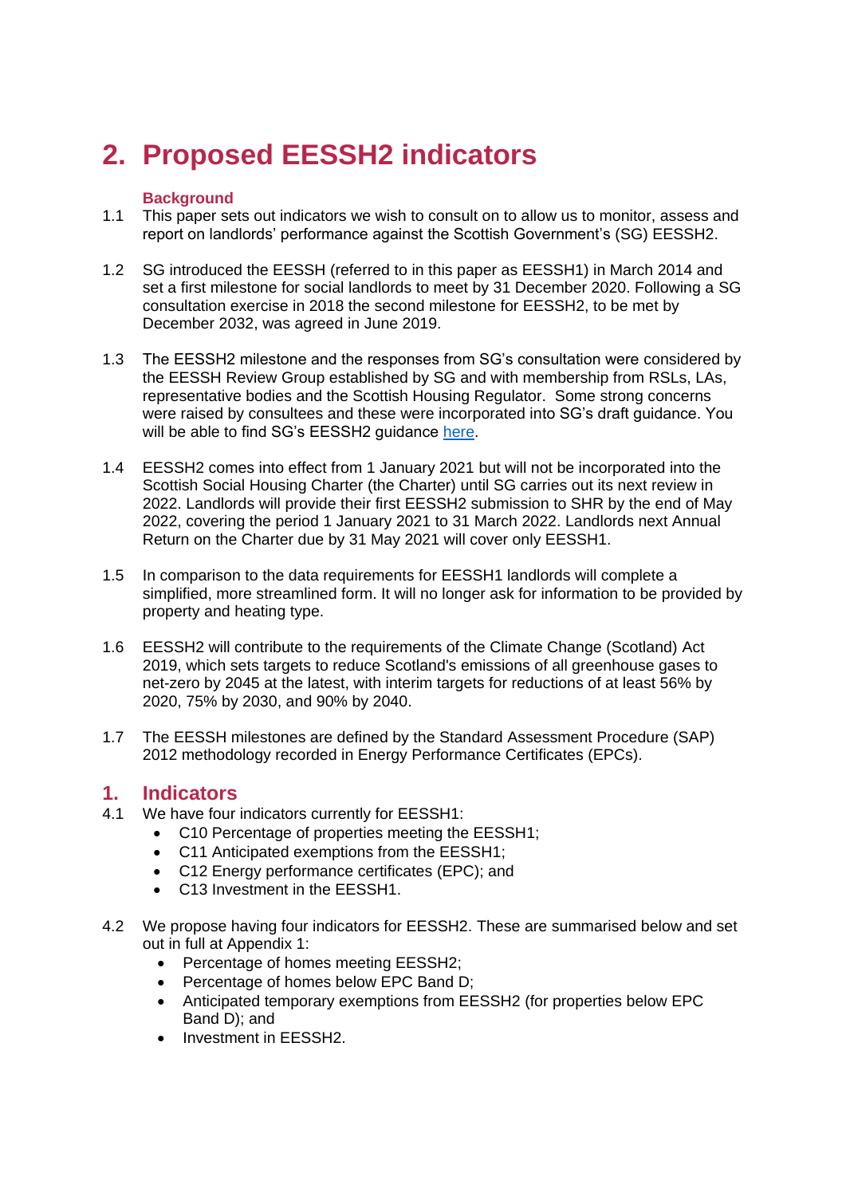# 2. Proposed EESSH2 indicators

### Background

1.1 This paper sets out indicators we wish to consult on to allow us to monitor, assess and report on landlords' performance against the Scottish Government's (SG) EESSH2.

1.2 SG introduced the EESSH (referred to in this paper as EESSH1) in March 2014 and set a first milestone for social landlords to meet by 31 December 2020. Following a SG consultation exercise in 2018 the second milestone for EESSH2, to be met by December 2032, was agreed in June 2019.

1.3 The EESSH2 milestone and the responses from SG's consultation were considered by the EESSH Review Group established by SG and with membership from RSLs, LAs, representative bodies and the Scottish Housing Regulator. Some strong concerns were raised by consultees and these were incorporated into SG's draft guidance. You will be able to find SG's EESSH2 guidance [here](here).

1.4 EESSH2 comes into effect from 1 January 2021 but will not be incorporated into the Scottish Social Housing Charter (the Charter) until SG carries out its next review in 2022. Landlords will provide their first EESSH2 submission to SHR by the end of May 2022, covering the period 1 January 2021 to 31 March 2022. Landlords next Annual Return on the Charter due by 31 May 2021 will cover only EESSH1.

1.5 In comparison to the data requirements for EESSH1 landlords will complete a simplified, more streamlined form. It will no longer ask for information to be provided by property and heating type.

1.6 EESSH2 will contribute to the requirements of the Climate Change (Scotland) Act 2019, which sets targets to reduce Scotland's emissions of all greenhouse gases to net-zero by 2045 at the latest, with interim targets for reductions of at least 56% by 2020, 75% by 2030, and 90% by 2040.

1.7 The EESSH milestones are defined by the Standard Assessment Procedure (SAP) 2012 methodology recorded in Energy Performance Certificates (EPCs).

## 1. Indicators

4.1 We have four indicators currently for EESSH1:

- C10 Percentage of properties meeting the EESSH1;
- C11 Anticipated exemptions from the EESSH1;
- C12 Energy performance certificates (EPC); and
- C13 Investment in the EESSH1.

4.2 We propose having four indicators for EESSH2. These are summarised below and set out in full at Appendix 1:

- Percentage of homes meeting EESSH2;
- Percentage of homes below EPC Band D;
- Anticipated temporary exemptions from EESSH2 (for properties below EPC Band D); and
- Investment in EESSH2.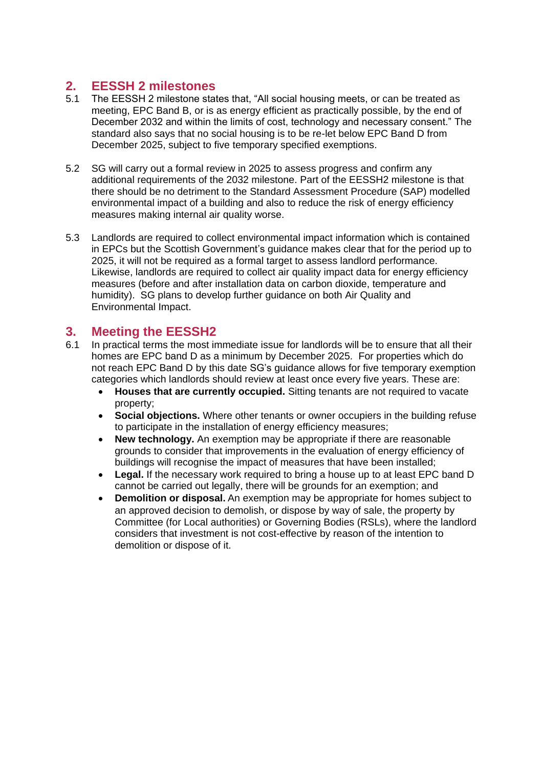## 2. EESSH 2 milestones

5.1 The EESSH 2 milestone states that, "All social housing meets, or can be treated as meeting, EPC Band B, or is as energy efficient as practically possible, by the end of December 2032 and within the limits of cost, technology and necessary consent." The standard also says that no social housing is to be re-let below EPC Band D from December 2025, subject to five temporary specified exemptions.

5.2 SG will carry out a formal review in 2025 to assess progress and confirm any additional requirements of the 2032 milestone. Part of the EESSH2 milestone is that there should be no detriment to the Standard Assessment Procedure (SAP) modelled environmental impact of a building and also to reduce the risk of energy efficiency measures making internal air quality worse.

5.3 Landlords are required to collect environmental impact information which is contained in EPCs but the Scottish Government's guidance makes clear that for the period up to 2025, it will not be required as a formal target to assess landlord performance. Likewise, landlords are required to collect air quality impact data for energy efficiency measures (before and after installation data on carbon dioxide, temperature and humidity). SG plans to develop further guidance on both Air Quality and Environmental Impact.

## 3. Meeting the EESSH2

6.1 In practical terms the most immediate issue for landlords will be to ensure that all their homes are EPC band D as a minimum by December 2025. For properties which do not reach EPC Band D by this date SG's guidance allows for five temporary exemption categories which landlords should review at least once every five years. These are:

- **Houses that are currently occupied.** Sitting tenants are not required to vacate property;
- **Social objections.** Where other tenants or owner occupiers in the building refuse to participate in the installation of energy efficiency measures;
- **New technology.** An exemption may be appropriate if there are reasonable grounds to consider that improvements in the evaluation of energy efficiency of buildings will recognise the impact of measures that have been installed;
- **Legal.** If the necessary work required to bring a house up to at least EPC band D cannot be carried out legally, there will be grounds for an exemption; and
- **Demolition or disposal.** An exemption may be appropriate for homes subject to an approved decision to demolish, or dispose by way of sale, the property by Committee (for Local authorities) or Governing Bodies (RSLs), where the landlord considers that investment is not cost-effective by reason of the intention to demolition or dispose of it.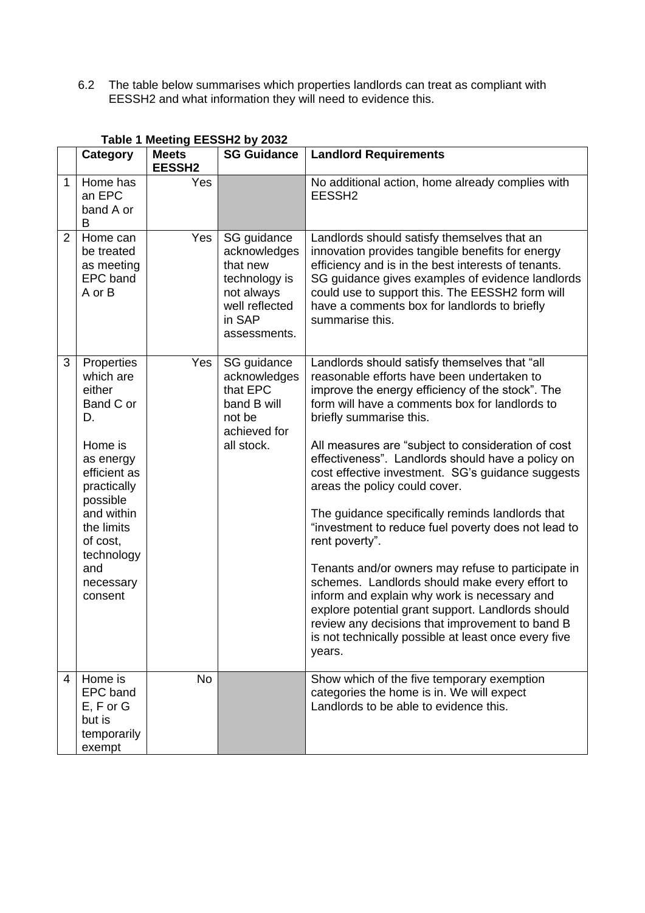6.2 The table below summarises which properties landlords can treat as compliant with EESSH2 and what information they will need to evidence this.

**Table 1 Meeting EESSH2 by 2032**

| | Category | Meets EESSH2 | SG Guidance | Landlord Requirements |
|---|---|---|---|---|
| 1 | Home has an EPC band A or B | Yes | | No additional action, home already complies with EESSH2 |
| 2 | Home can be treated as meeting EPC band A or B | Yes | SG guidance acknowledges that new technology is not always well reflected in SAP assessments. | Landlords should satisfy themselves that an innovation provides tangible benefits for energy efficiency and is in the best interests of tenants. SG guidance gives examples of evidence landlords could use to support this. The EESSH2 form will have a comments box for landlords to briefly summarise this. |
| 3 | Properties which are either Band C or D.<br><br>Home is as energy efficient as practically possible and within the limits of cost, technology and necessary consent | Yes | SG guidance acknowledges that EPC band B will not be achieved for all stock. | Landlords should satisfy themselves that "all reasonable efforts have been undertaken to improve the energy efficiency of the stock". The form will have a comments box for landlords to briefly summarise this.<br><br>All measures are "subject to consideration of cost effectiveness". Landlords should have a policy on cost effective investment. SG's guidance suggests areas the policy could cover.<br><br>The guidance specifically reminds landlords that "investment to reduce fuel poverty does not lead to rent poverty".<br><br>Tenants and/or owners may refuse to participate in schemes. Landlords should make every effort to inform and explain why work is necessary and explore potential grant support. Landlords should review any decisions that improvement to band B is not technically possible at least once every five years. |
| 4 | Home is EPC band E, F or G but is temporarily exempt | No | | Show which of the five temporary exemption categories the home is in. We will expect Landlords to be able to evidence this. |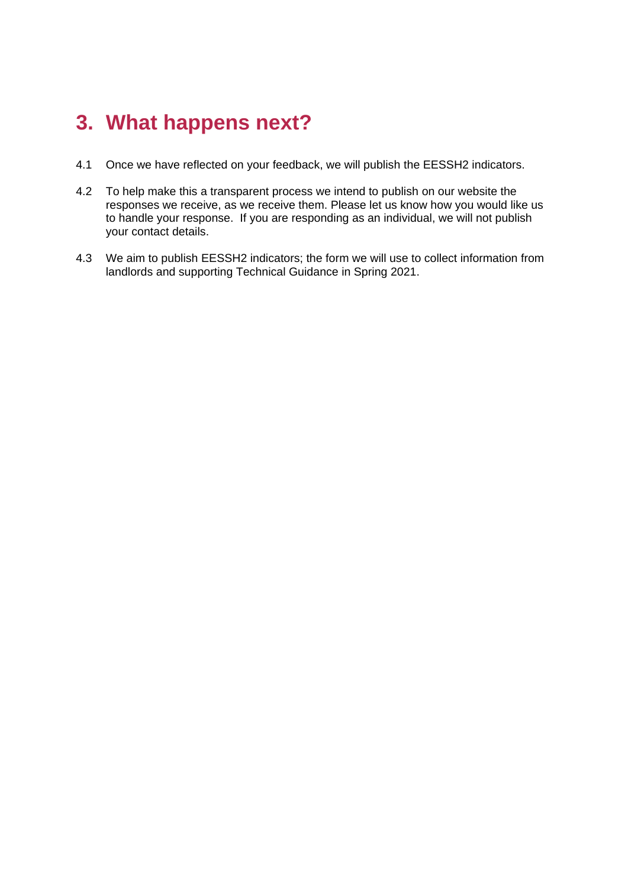# 3. What happens next?

4.1 Once we have reflected on your feedback, we will publish the EESSH2 indicators.

4.2 To help make this a transparent process we intend to publish on our website the responses we receive, as we receive them. Please let us know how you would like us to handle your response. If you are responding as an individual, we will not publish your contact details.

4.3 We aim to publish EESSH2 indicators; the form we will use to collect information from landlords and supporting Technical Guidance in Spring 2021.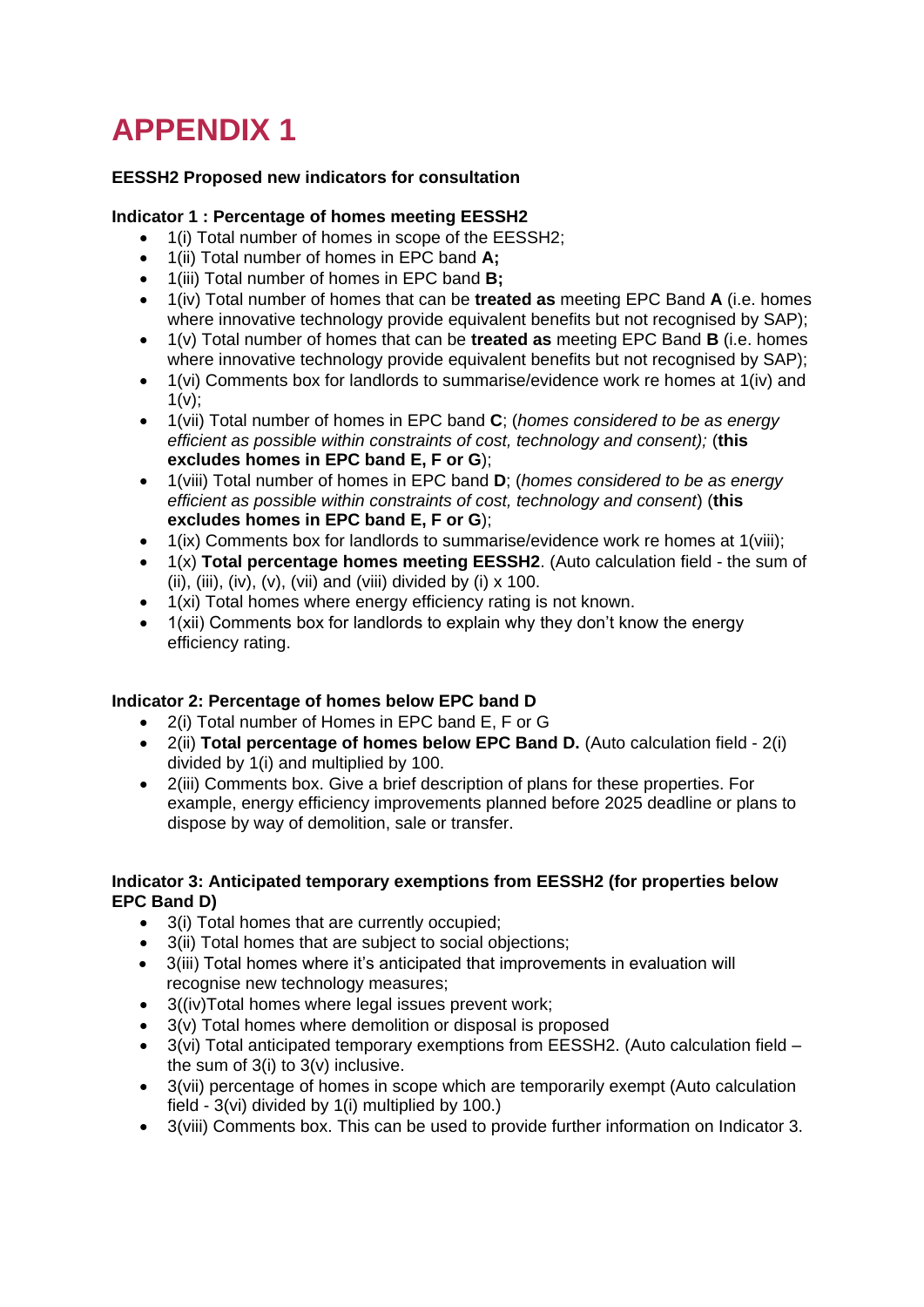# APPENDIX 1

**EESSH2 Proposed new indicators for consultation**

**Indicator 1 : Percentage of homes meeting EESSH2**

- 1(i) Total number of homes in scope of the EESSH2;
- 1(ii) Total number of homes in EPC band **A;**
- 1(iii) Total number of homes in EPC band **B;**
- 1(iv) Total number of homes that can be **treated as** meeting EPC Band **A** (i.e. homes where innovative technology provide equivalent benefits but not recognised by SAP);
- 1(v) Total number of homes that can be **treated as** meeting EPC Band **B** (i.e. homes where innovative technology provide equivalent benefits but not recognised by SAP);
- 1(vi) Comments box for landlords to summarise/evidence work re homes at 1(iv) and 1(v);
- 1(vii) Total number of homes in EPC band **C**; (*homes considered to be as energy efficient as possible within constraints of cost, technology and consent);* (**this excludes homes in EPC band E, F or G**);
- 1(viii) Total number of homes in EPC band **D**; (*homes considered to be as energy efficient as possible within constraints of cost, technology and consent*) (**this excludes homes in EPC band E, F or G**);
- 1(ix) Comments box for landlords to summarise/evidence work re homes at 1(viii);
- 1(x) **Total percentage homes meeting EESSH2**. (Auto calculation field - the sum of (ii), (iii), (iv), (v), (vii) and (viii) divided by (i) x 100.
- 1(xi) Total homes where energy efficiency rating is not known.
- 1(xii) Comments box for landlords to explain why they don't know the energy efficiency rating.

**Indicator 2: Percentage of homes below EPC band D**

- 2(i) Total number of Homes in EPC band E, F or G
- 2(ii) **Total percentage of homes below EPC Band D.** (Auto calculation field - 2(i) divided by 1(i) and multiplied by 100.
- 2(iii) Comments box. Give a brief description of plans for these properties. For example, energy efficiency improvements planned before 2025 deadline or plans to dispose by way of demolition, sale or transfer.

**Indicator 3: Anticipated temporary exemptions from EESSH2 (for properties below EPC Band D)**

- 3(i) Total homes that are currently occupied;
- 3(ii) Total homes that are subject to social objections;
- 3(iii) Total homes where it's anticipated that improvements in evaluation will recognise new technology measures;
- 3((iv)Total homes where legal issues prevent work;
- 3(v) Total homes where demolition or disposal is proposed
- 3(vi) Total anticipated temporary exemptions from EESSH2. (Auto calculation field – the sum of 3(i) to 3(v) inclusive.
- 3(vii) percentage of homes in scope which are temporarily exempt (Auto calculation field - 3(vi) divided by 1(i) multiplied by 100.)
- 3(viii) Comments box. This can be used to provide further information on Indicator 3.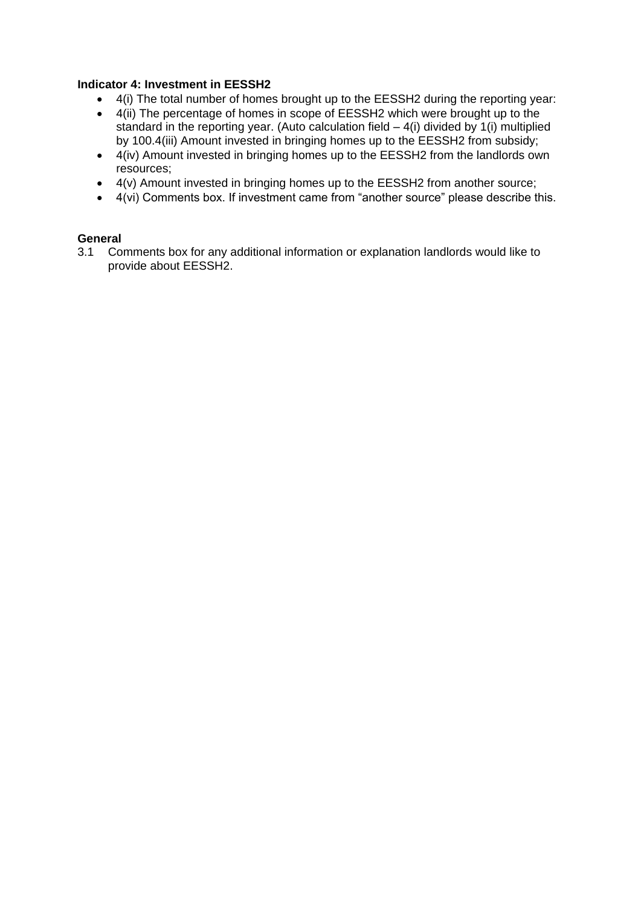**Indicator 4: Investment in EESSH2**

- 4(i) The total number of homes brought up to the EESSH2 during the reporting year:
- 4(ii) The percentage of homes in scope of EESSH2 which were brought up to the standard in the reporting year. (Auto calculation field – 4(i) divided by 1(i) multiplied by 100.4(iii) Amount invested in bringing homes up to the EESSH2 from subsidy;
- 4(iv) Amount invested in bringing homes up to the EESSH2 from the landlords own resources;
- 4(v) Amount invested in bringing homes up to the EESSH2 from another source;
- 4(vi) Comments box. If investment came from "another source" please describe this.

**General**

3.1 Comments box for any additional information or explanation landlords would like to provide about EESSH2.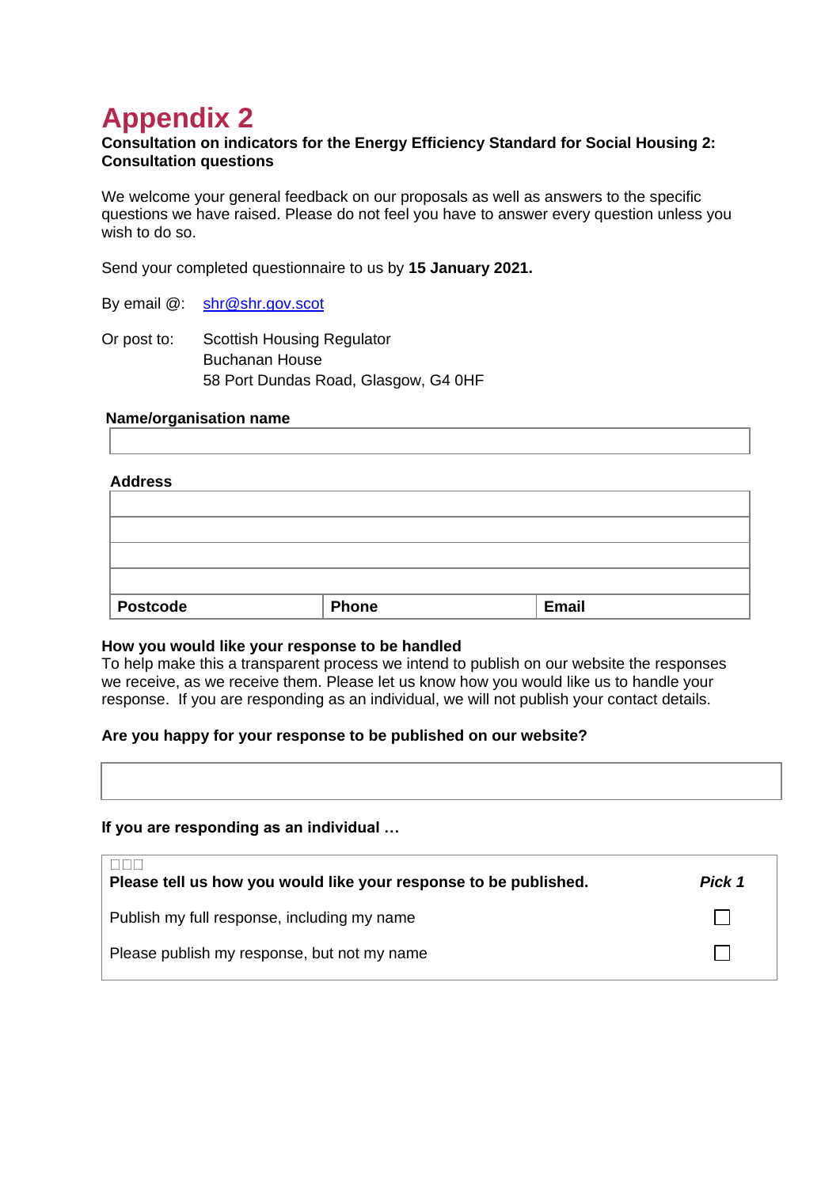# Appendix 2

**Consultation on indicators for the Energy Efficiency Standard for Social Housing 2: Consultation questions**

We welcome your general feedback on our proposals as well as answers to the specific questions we have raised. Please do not feel you have to answer every question unless you wish to do so.

Send your completed questionnaire to us by **15 January 2021.**

By email @: shr@shr.gov.scot

Or post to: Scottish Housing Regulator
Buchanan House
58 Port Dundas Road, Glasgow, G4 0HF

**Name/organisation name**

| |
|---|
| |

**Address**

| | | |
|---|---|---|
| | | |
| | | |
| | | |
| | | |
| **Postcode** | **Phone** | **Email** |

**How you would like your response to be handled**
To help make this a transparent process we intend to publish on our website the responses we receive, as we receive them. Please let us know how you would like us to handle your response. If you are responding as an individual, we will not publish your contact details.

**Are you happy for your response to be published on our website?**

| |
|---|
| |

**If you are responding as an individual …**

| **Please tell us how you would like your response to be published.** | ***Pick 1*** |
|---|---|
| Publish my full response, including my name | ☐ |
| Please publish my response, but not my name | ☐ |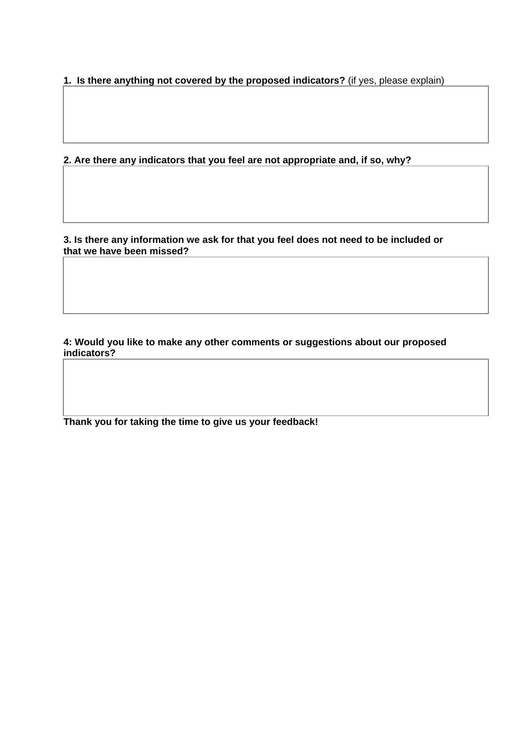**1. Is there anything not covered by the proposed indicators?** (if yes, please explain)

**2. Are there any indicators that you feel are not appropriate and, if so, why?**

**3. Is there any information we ask for that you feel does not need to be included or that we have been missed?**

**4: Would you like to make any other comments or suggestions about our proposed indicators?**

**Thank you for taking the time to give us your feedback!**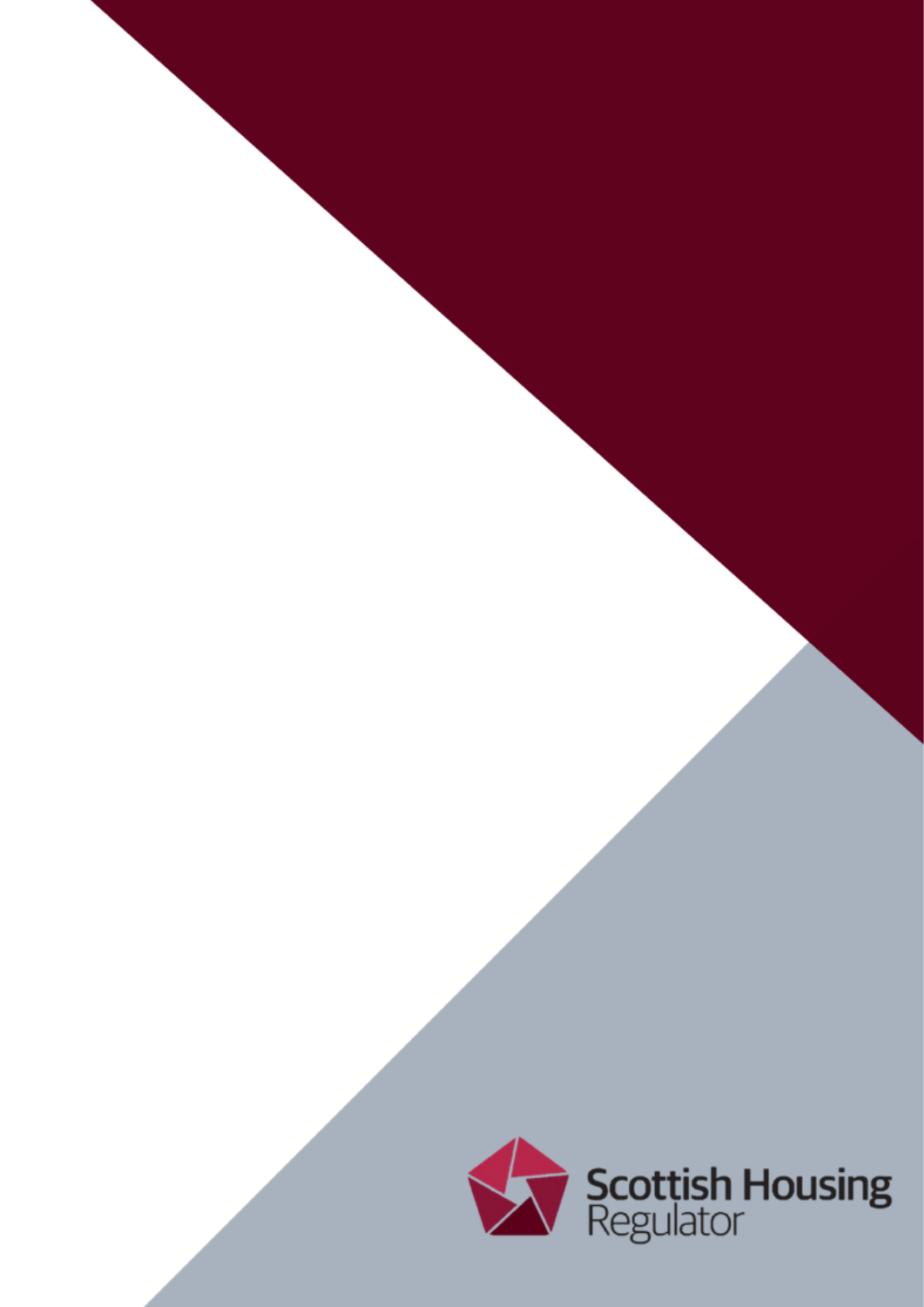Scottish Housing Regulator